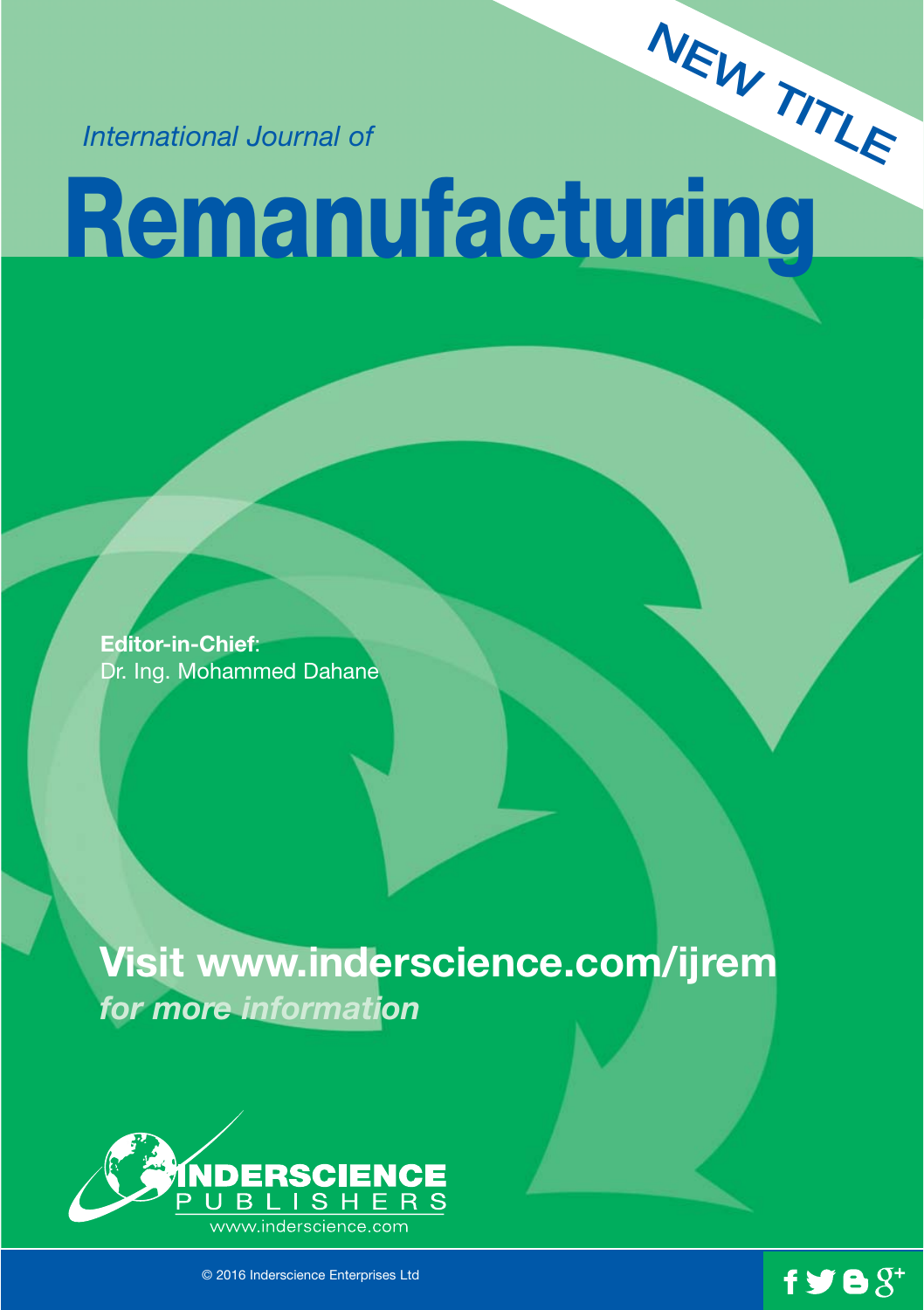NEW TITLE

*International Journal of*

# Remanufacturing

**Editor-in-Chief**:
Dr. Ing. Mohammed Dahane

## Visit www.inderscience.com/ijrem

***for more information***

INDERSCIENCE PUBLISHERS
www.inderscience.com

© 2016 Inderscience Enterprises Ltd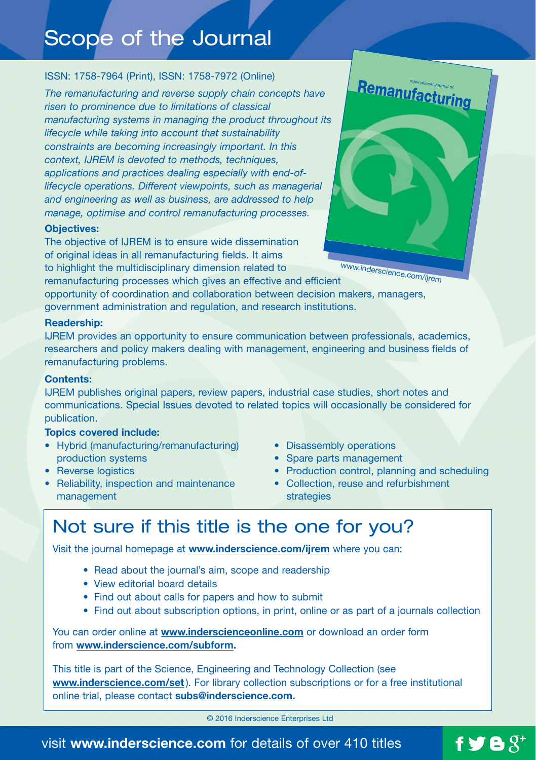# Scope of the Journal

ISSN: 1758-7964 (Print), ISSN: 1758-7972 (Online)

*The remanufacturing and reverse supply chain concepts have risen to prominence due to limitations of classical manufacturing systems in managing the product throughout its lifecycle while taking into account that sustainability constraints are becoming increasingly important. In this context, IJREM is devoted to methods, techniques, applications and practices dealing especially with end-of-lifecycle operations. Different viewpoints, such as managerial and engineering as well as business, are addressed to help manage, optimise and control remanufacturing processes.*

International Journal of Remanufacturing

www.inderscience.com/ijrem

**Objectives:**

The objective of IJREM is to ensure wide dissemination of original ideas in all remanufacturing fields. It aims to highlight the multidisciplinary dimension related to remanufacturing processes which gives an effective and efficient opportunity of coordination and collaboration between decision makers, managers, government administration and regulation, and research institutions.

**Readership:**

IJREM provides an opportunity to ensure communication between professionals, academics, researchers and policy makers dealing with management, engineering and business fields of remanufacturing problems.

**Contents:**

IJREM publishes original papers, review papers, industrial case studies, short notes and communications. Special Issues devoted to related topics will occasionally be considered for publication.

**Topics covered include:**

- Hybrid (manufacturing/remanufacturing) production systems
- Reverse logistics
- Reliability, inspection and maintenance management
- Disassembly operations
- Spare parts management
- Production control, planning and scheduling
- Collection, reuse and refurbishment strategies

## Not sure if this title is the one for you?

Visit the journal homepage at **www.inderscience.com/ijrem** where you can:

- Read about the journal's aim, scope and readership
- View editorial board details
- Find out about calls for papers and how to submit
- Find out about subscription options, in print, online or as part of a journals collection

You can order online at **www.inderscienceonline.com** or download an order form from **www.inderscience.com/subform.**

This title is part of the Science, Engineering and Technology Collection (see **www.inderscience.com/set**). For library collection subscriptions or for a free institutional online trial, please contact **subs@inderscience.com.**

© 2016 Inderscience Enterprises Ltd

visit **www.inderscience.com** for details of over 410 titles